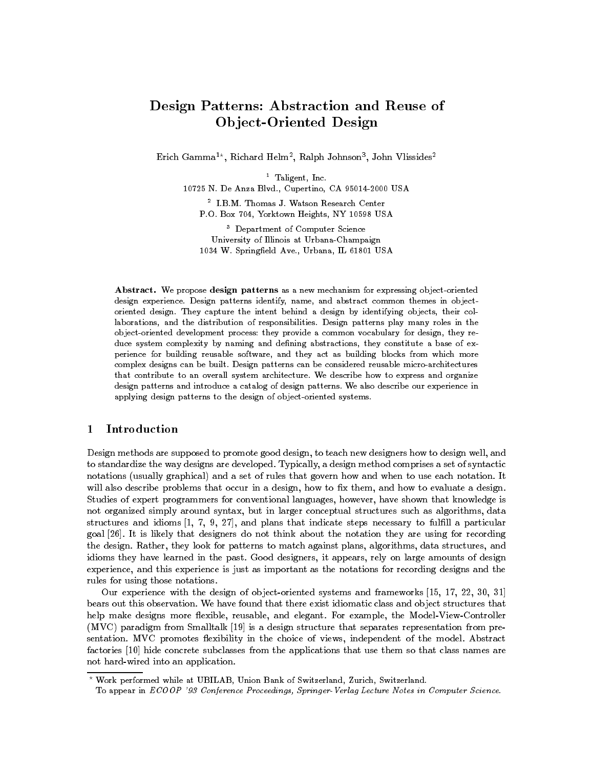# Design Patterns: Abstraction and Reuse of Object-Oriented Design

Erich Gamma[1*], Richard Helm[2], Ralph Johnson[3], John Vlissides[2]

[1] Taligent, Inc.
10725 N. De Anza Blvd., Cupertino, CA 95014-2000 USA

[2] I.B.M. Thomas J. Watson Research Center
P.O. Box 704, Yorktown Heights, NY 10598 USA

[3] Department of Computer Science
University of Illinois at Urbana-Champaign
1034 W. Springfield Ave., Urbana, IL 61801 USA

**Abstract.** We propose **design patterns** as a new mechanism for expressing object-oriented design experience. Design patterns identify, name, and abstract common themes in object-oriented design. They capture the intent behind a design by identifying objects, their collaborations, and the distribution of responsibilities. Design patterns play many roles in the object-oriented development process: they provide a common vocabulary for design, they reduce system complexity by naming and defining abstractions, they constitute a base of experience for building reusable software, and they act as building blocks from which more complex designs can be built. Design patterns can be considered reusable micro-architectures that contribute to an overall system architecture. We describe how to express and organize design patterns and introduce a catalog of design patterns. We also describe our experience in applying design patterns to the design of object-oriented systems.

## 1 Introduction

Design methods are supposed to promote good design, to teach new designers how to design well, and to standardize the way designs are developed. Typically, a design method comprises a set of syntactic notations (usually graphical) and a set of rules that govern how and when to use each notation. It will also describe problems that occur in a design, how to fix them, and how to evaluate a design. Studies of expert programmers for conventional languages, however, have shown that knowledge is not organized simply around syntax, but in larger conceptual structures such as algorithms, data structures and idioms [1, 7, 9, 27], and plans that indicate steps necessary to fulfill a particular goal [26]. It is likely that designers do not think about the notation they are using for recording the design. Rather, they look for patterns to match against plans, algorithms, data structures, and idioms they have learned in the past. Good designers, it appears, rely on large amounts of design experience, and this experience is just as important as the notations for recording designs and the rules for using those notations.

Our experience with the design of object-oriented systems and frameworks [15, 17, 22, 30, 31] bears out this observation. We have found that there exist idiomatic class and object structures that help make designs more flexible, reusable, and elegant. For example, the Model-View-Controller (MVC) paradigm from Smalltalk [19] is a design structure that separates representation from presentation. MVC promotes flexibility in the choice of views, independent of the model. Abstract factories [10] hide concrete subclasses from the applications that use them so that class names are not hard-wired into an application.

[*] Work performed while at UBILAB, Union Bank of Switzerland, Zurich, Switzerland.
To appear in *ECOOP '93 Conference Proceedings, Springer-Verlag Lecture Notes in Computer Science.*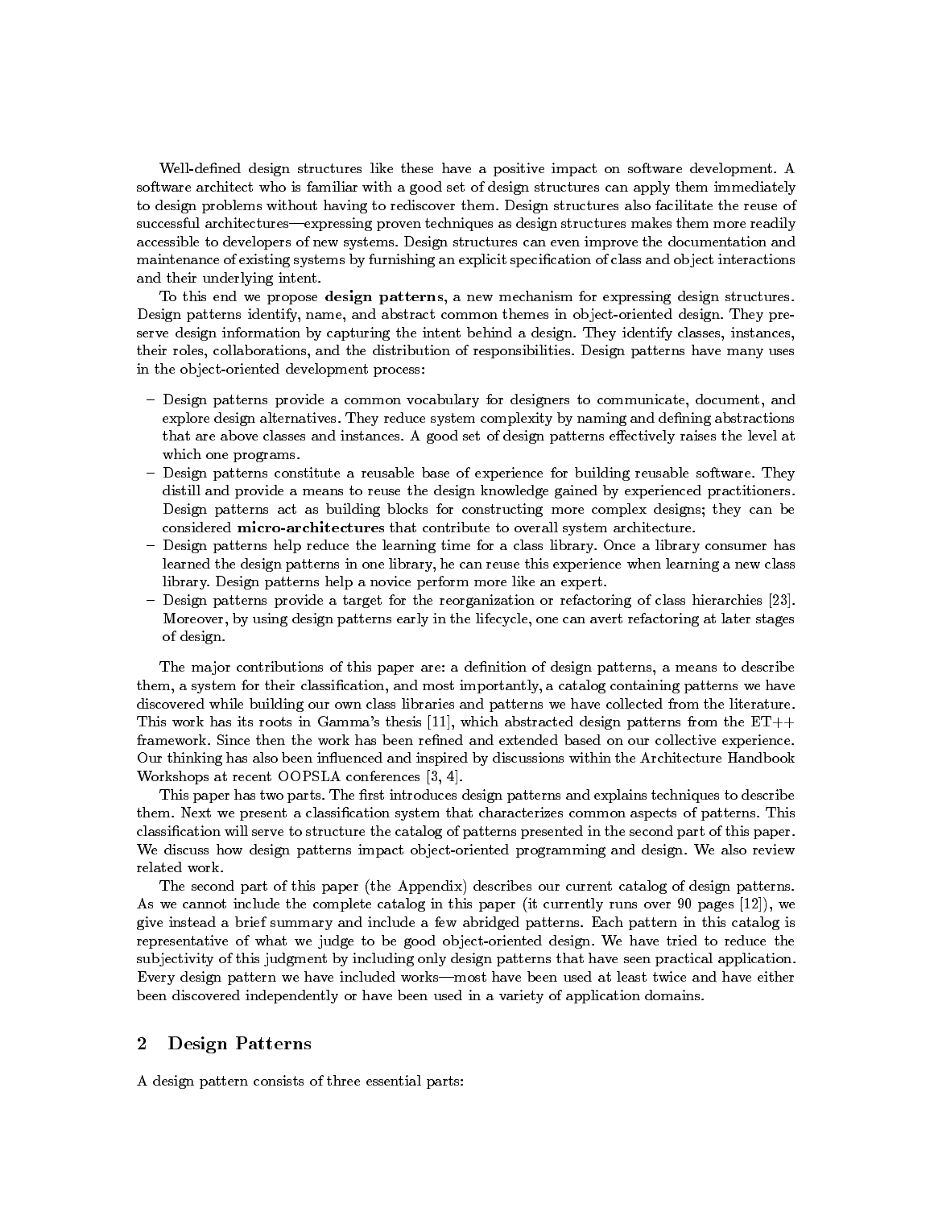Well-defined design structures like these have a positive impact on software development. A software architect who is familiar with a good set of design structures can apply them immediately to design problems without having to rediscover them. Design structures also facilitate the reuse of successful architectures—expressing proven techniques as design structures makes them more readily accessible to developers of new systems. Design structures can even improve the documentation and maintenance of existing systems by furnishing an explicit specification of class and object interactions and their underlying intent.

To this end we propose **design patterns**, a new mechanism for expressing design structures. Design patterns identify, name, and abstract common themes in object-oriented design. They preserve design information by capturing the intent behind a design. They identify classes, instances, their roles, collaborations, and the distribution of responsibilities. Design patterns have many uses in the object-oriented development process:

- Design patterns provide a common vocabulary for designers to communicate, document, and explore design alternatives. They reduce system complexity by naming and defining abstractions that are above classes and instances. A good set of design patterns effectively raises the level at which one programs.
- Design patterns constitute a reusable base of experience for building reusable software. They distill and provide a means to reuse the design knowledge gained by experienced practitioners. Design patterns act as building blocks for constructing more complex designs; they can be considered **micro-architectures** that contribute to overall system architecture.
- Design patterns help reduce the learning time for a class library. Once a library consumer has learned the design patterns in one library, he can reuse this experience when learning a new class library. Design patterns help a novice perform more like an expert.
- Design patterns provide a target for the reorganization or refactoring of class hierarchies [23]. Moreover, by using design patterns early in the lifecycle, one can avert refactoring at later stages of design.

The major contributions of this paper are: a definition of design patterns, a means to describe them, a system for their classification, and most importantly, a catalog containing patterns we have discovered while building our own class libraries and patterns we have collected from the literature. This work has its roots in Gamma's thesis [11], which abstracted design patterns from the ET++ framework. Since then the work has been refined and extended based on our collective experience. Our thinking has also been influenced and inspired by discussions within the Architecture Handbook Workshops at recent OOPSLA conferences [3, 4].

This paper has two parts. The first introduces design patterns and explains techniques to describe them. Next we present a classification system that characterizes common aspects of patterns. This classification will serve to structure the catalog of patterns presented in the second part of this paper. We discuss how design patterns impact object-oriented programming and design. We also review related work.

The second part of this paper (the Appendix) describes our current catalog of design patterns. As we cannot include the complete catalog in this paper (it currently runs over 90 pages [12]), we give instead a brief summary and include a few abridged patterns. Each pattern in this catalog is representative of what we judge to be good object-oriented design. We have tried to reduce the subjectivity of this judgment by including only design patterns that have seen practical application. Every design pattern we have included works—most have been used at least twice and have either been discovered independently or have been used in a variety of application domains.

## 2 Design Patterns

A design pattern consists of three essential parts: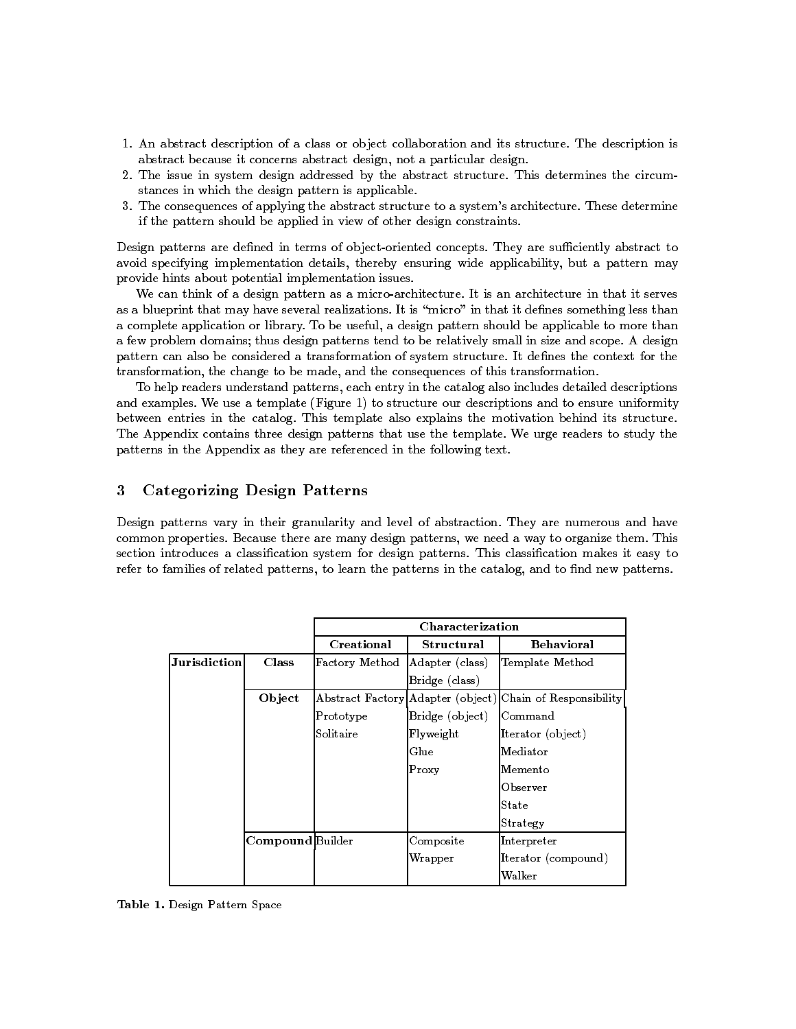1. An abstract description of a class or object collaboration and its structure. The description is abstract because it concerns abstract design, not a particular design.
2. The issue in system design addressed by the abstract structure. This determines the circumstances in which the design pattern is applicable.
3. The consequences of applying the abstract structure to a system's architecture. These determine if the pattern should be applied in view of other design constraints.

Design patterns are defined in terms of object-oriented concepts. They are sufficiently abstract to avoid specifying implementation details, thereby ensuring wide applicability, but a pattern may provide hints about potential implementation issues.

We can think of a design pattern as a micro-architecture. It is an architecture in that it serves as a blueprint that may have several realizations. It is "micro" in that it defines something less than a complete application or library. To be useful, a design pattern should be applicable to more than a few problem domains; thus design patterns tend to be relatively small in size and scope. A design pattern can also be considered a transformation of system structure. It defines the context for the transformation, the change to be made, and the consequences of this transformation.

To help readers understand patterns, each entry in the catalog also includes detailed descriptions and examples. We use a template (Figure 1) to structure our descriptions and to ensure uniformity between entries in the catalog. This template also explains the motivation behind its structure. The Appendix contains three design patterns that use the template. We urge readers to study the patterns in the Appendix as they are referenced in the following text.

## 3 Categorizing Design Patterns

Design patterns vary in their granularity and level of abstraction. They are numerous and have common properties. Because there are many design patterns, we need a way to organize them. This section introduces a classification system for design patterns. This classification makes it easy to refer to families of related patterns, to learn the patterns in the catalog, and to find new patterns.

| | | **Characterization** | | |
|---|---|---|---|---|
| | | **Creational** | **Structural** | **Behavioral** |
| **Jurisdiction** | **Class** | Factory Method | Adapter (class)<br>Bridge (class) | Template Method |
| | **Object** | Abstract Factory<br>Prototype<br>Solitaire | Adapter (object)<br>Bridge (object)<br>Flyweight<br>Glue<br>Proxy | Chain of Responsibility<br>Command<br>Iterator (object)<br>Mediator<br>Memento<br>Observer<br>State<br>Strategy |
| | **Compound** | Builder | Composite<br>Wrapper | Interpreter<br>Iterator (compound)<br>Walker |

**Table 1.** Design Pattern Space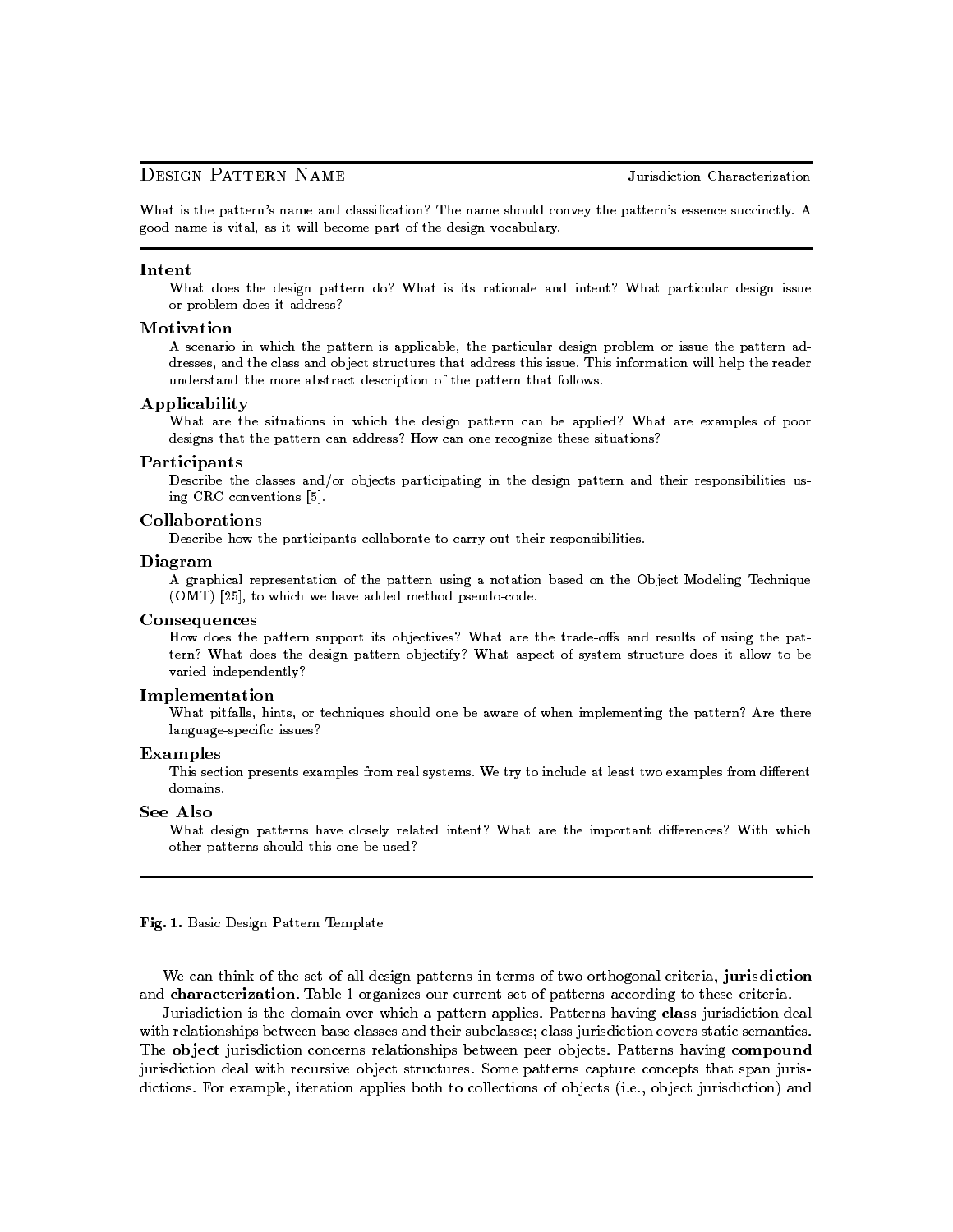**Design Pattern Name** Jurisdiction Characterization

What is the pattern's name and classification? The name should convey the pattern's essence succinctly. A good name is vital, as it will become part of the design vocabulary.

---

**Intent**

What does the design pattern do? What is its rationale and intent? What particular design issue or problem does it address?

**Motivation**

A scenario in which the pattern is applicable, the particular design problem or issue the pattern addresses, and the class and object structures that address this issue. This information will help the reader understand the more abstract description of the pattern that follows.

**Applicability**

What are the situations in which the design pattern can be applied? What are examples of poor designs that the pattern can address? How can one recognize these situations?

**Participants**

Describe the classes and/or objects participating in the design pattern and their responsibilities using CRC conventions [5].

**Collaborations**

Describe how the participants collaborate to carry out their responsibilities.

**Diagram**

A graphical representation of the pattern using a notation based on the Object Modeling Technique (OMT) [25], to which we have added method pseudo-code.

**Consequences**

How does the pattern support its objectives? What are the trade-offs and results of using the pattern? What does the design pattern objectify? What aspect of system structure does it allow to be varied independently?

**Implementation**

What pitfalls, hints, or techniques should one be aware of when implementing the pattern? Are there language-specific issues?

**Examples**

This section presents examples from real systems. We try to include at least two examples from different domains.

**See Also**

What design patterns have closely related intent? What are the important differences? With which other patterns should this one be used?

---

**Fig. 1.** Basic Design Pattern Template

We can think of the set of all design patterns in terms of two orthogonal criteria, **jurisdiction** and **characterization**. Table 1 organizes our current set of patterns according to these criteria.

Jurisdiction is the domain over which a pattern applies. Patterns having **class** jurisdiction deal with relationships between base classes and their subclasses; class jurisdiction covers static semantics. The **object** jurisdiction concerns relationships between peer objects. Patterns having **compound** jurisdiction deal with recursive object structures. Some patterns capture concepts that span jurisdictions. For example, iteration applies both to collections of objects (i.e., object jurisdiction) and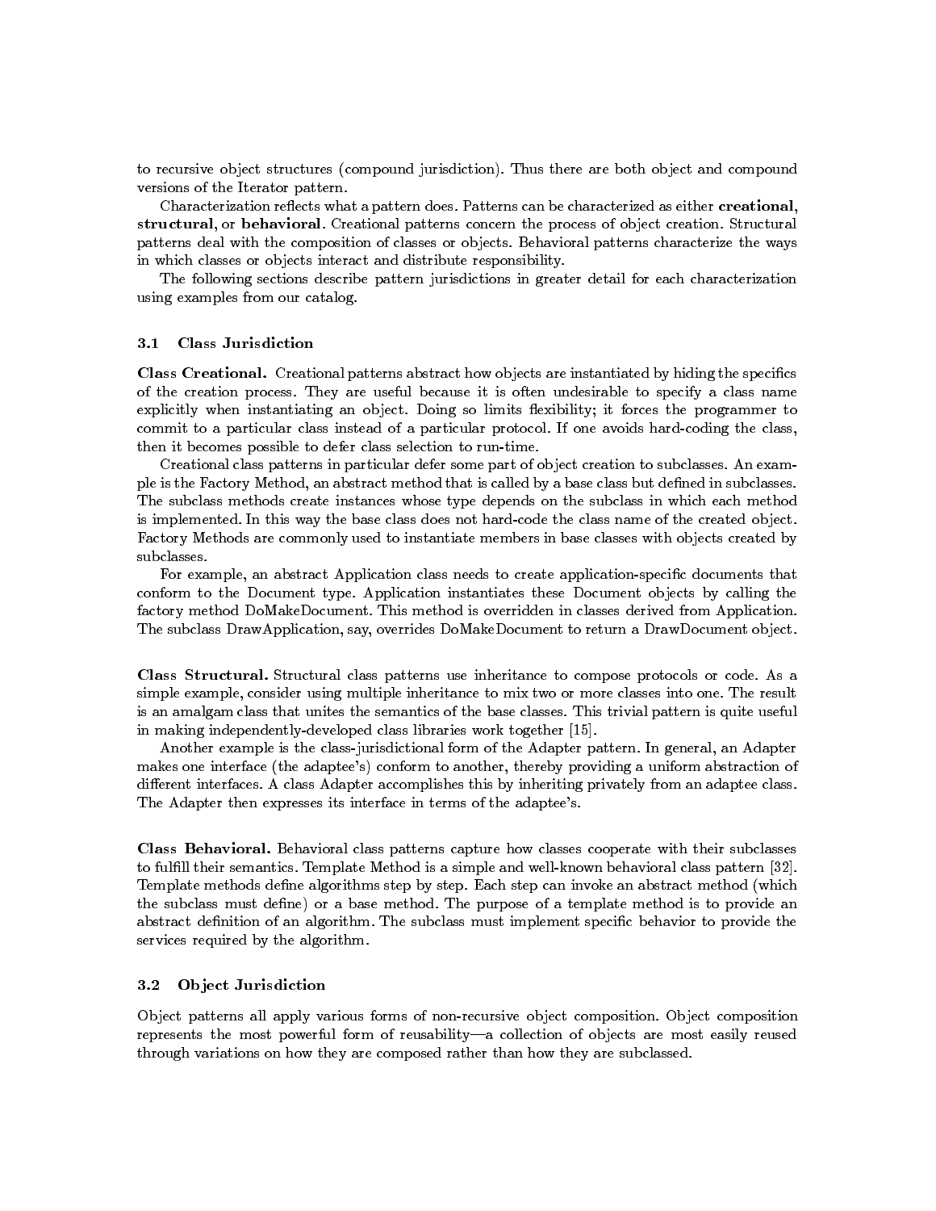to recursive object structures (compound jurisdiction). Thus there are both object and compound versions of the Iterator pattern.

Characterization reflects what a pattern does. Patterns can be characterized as either **creational**, **structural**, or **behavioral**. Creational patterns concern the process of object creation. Structural patterns deal with the composition of classes or objects. Behavioral patterns characterize the ways in which classes or objects interact and distribute responsibility.

The following sections describe pattern jurisdictions in greater detail for each characterization using examples from our catalog.

### 3.1 Class Jurisdiction

**Class Creational.** Creational patterns abstract how objects are instantiated by hiding the specifics of the creation process. They are useful because it is often undesirable to specify a class name explicitly when instantiating an object. Doing so limits flexibility; it forces the programmer to commit to a particular class instead of a particular protocol. If one avoids hard-coding the class, then it becomes possible to defer class selection to run-time.

Creational class patterns in particular defer some part of object creation to subclasses. An example is the Factory Method, an abstract method that is called by a base class but defined in subclasses. The subclass methods create instances whose type depends on the subclass in which each method is implemented. In this way the base class does not hard-code the class name of the created object. Factory Methods are commonly used to instantiate members in base classes with objects created by subclasses.

For example, an abstract Application class needs to create application-specific documents that conform to the Document type. Application instantiates these Document objects by calling the factory method DoMakeDocument. This method is overridden in classes derived from Application. The subclass DrawApplication, say, overrides DoMakeDocument to return a DrawDocument object.

**Class Structural.** Structural class patterns use inheritance to compose protocols or code. As a simple example, consider using multiple inheritance to mix two or more classes into one. The result is an amalgam class that unites the semantics of the base classes. This trivial pattern is quite useful in making independently-developed class libraries work together [15].

Another example is the class-jurisdictional form of the Adapter pattern. In general, an Adapter makes one interface (the adaptee's) conform to another, thereby providing a uniform abstraction of different interfaces. A class Adapter accomplishes this by inheriting privately from an adaptee class. The Adapter then expresses its interface in terms of the adaptee's.

**Class Behavioral.** Behavioral class patterns capture how classes cooperate with their subclasses to fulfill their semantics. Template Method is a simple and well-known behavioral class pattern [32]. Template methods define algorithms step by step. Each step can invoke an abstract method (which the subclass must define) or a base method. The purpose of a template method is to provide an abstract definition of an algorithm. The subclass must implement specific behavior to provide the services required by the algorithm.

### 3.2 Object Jurisdiction

Object patterns all apply various forms of non-recursive object composition. Object composition represents the most powerful form of reusability—a collection of objects are most easily reused through variations on how they are composed rather than how they are subclassed.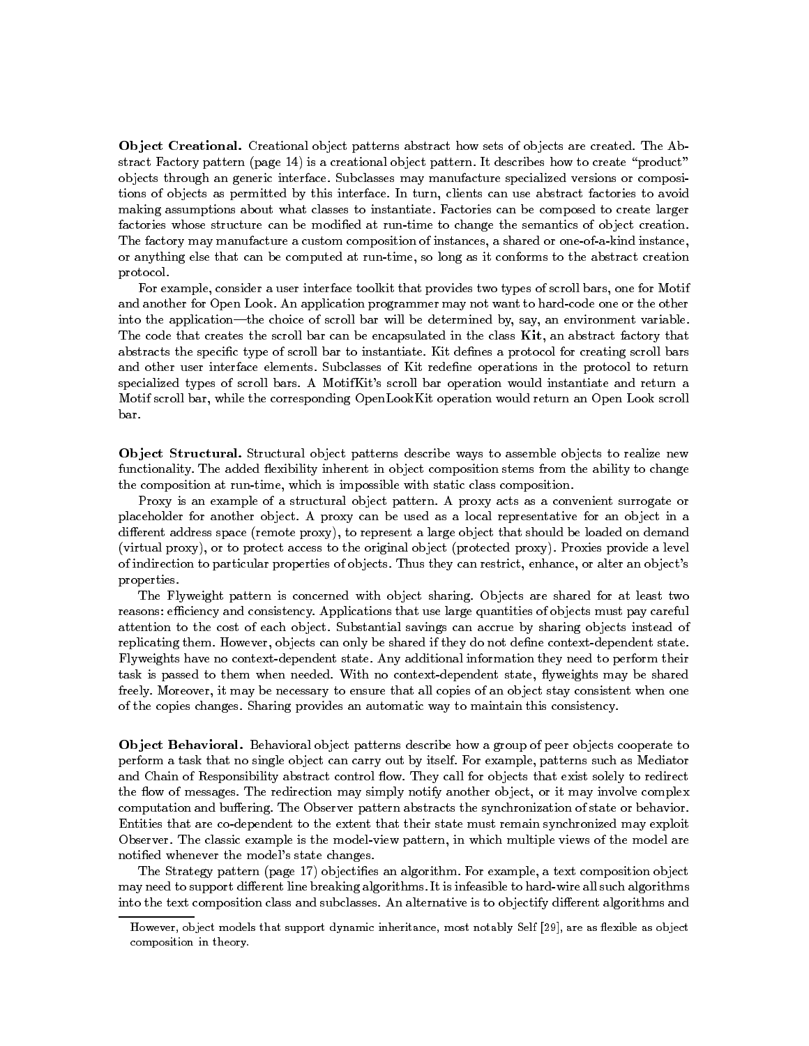**Object Creational.** Creational object patterns abstract how sets of objects are created. The Abstract Factory pattern (page 14) is a creational object pattern. It describes how to create "product" objects through an generic interface. Subclasses may manufacture specialized versions or compositions of objects as permitted by this interface. In turn, clients can use abstract factories to avoid making assumptions about what classes to instantiate. Factories can be composed to create larger factories whose structure can be modified at run-time to change the semantics of object creation. The factory may manufacture a custom composition of instances, a shared or one-of-a-kind instance, or anything else that can be computed at run-time, so long as it conforms to the abstract creation protocol.

For example, consider a user interface toolkit that provides two types of scroll bars, one for Motif and another for Open Look. An application programmer may not want to hard-code one or the other into the application—the choice of scroll bar will be determined by, say, an environment variable. The code that creates the scroll bar can be encapsulated in the class **Kit**, an abstract factory that abstracts the specific type of scroll bar to instantiate. Kit defines a protocol for creating scroll bars and other user interface elements. Subclasses of Kit redefine operations in the protocol to return specialized types of scroll bars. A MotifKit's scroll bar operation would instantiate and return a Motif scroll bar, while the corresponding OpenLookKit operation would return an Open Look scroll bar.

**Object Structural.** Structural object patterns describe ways to assemble objects to realize new functionality. The added flexibility inherent in object composition stems from the ability to change the composition at run-time, which is impossible with static class composition.

Proxy is an example of a structural object pattern. A proxy acts as a convenient surrogate or placeholder for another object. A proxy can be used as a local representative for an object in a different address space (remote proxy), to represent a large object that should be loaded on demand (virtual proxy), or to protect access to the original object (protected proxy). Proxies provide a level of indirection to particular properties of objects. Thus they can restrict, enhance, or alter an object's properties.

The Flyweight pattern is concerned with object sharing. Objects are shared for at least two reasons: efficiency and consistency. Applications that use large quantities of objects must pay careful attention to the cost of each object. Substantial savings can accrue by sharing objects instead of replicating them. However, objects can only be shared if they do not define context-dependent state. Flyweights have no context-dependent state. Any additional information they need to perform their task is passed to them when needed. With no context-dependent state, flyweights may be shared freely. Moreover, it may be necessary to ensure that all copies of an object stay consistent when one of the copies changes. Sharing provides an automatic way to maintain this consistency.

**Object Behavioral.** Behavioral object patterns describe how a group of peer objects cooperate to perform a task that no single object can carry out by itself. For example, patterns such as Mediator and Chain of Responsibility abstract control flow. They call for objects that exist solely to redirect the flow of messages. The redirection may simply notify another object, or it may involve complex computation and buffering. The Observer pattern abstracts the synchronization of state or behavior. Entities that are co-dependent to the extent that their state must remain synchronized may exploit Observer. The classic example is the model-view pattern, in which multiple views of the model are notified whenever the model's state changes.

The Strategy pattern (page 17) objectifies an algorithm. For example, a text composition object may need to support different line breaking algorithms. It is infeasible to hard-wire all such algorithms into the text composition class and subclasses. An alternative is to objectify different algorithms and

---

However, object models that support dynamic inheritance, most notably Self [29], are as flexible as object composition in theory.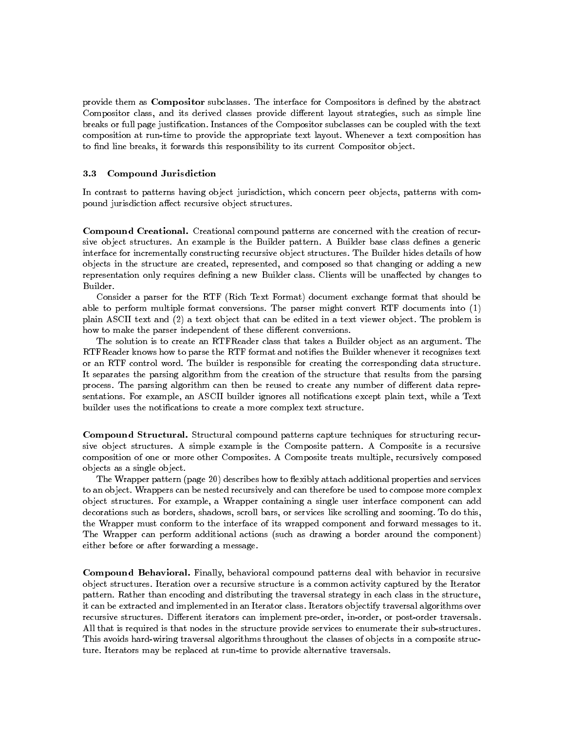provide them as **Compositor** subclasses. The interface for Compositors is defined by the abstract Compositor class, and its derived classes provide different layout strategies, such as simple line breaks or full page justification. Instances of the Compositor subclasses can be coupled with the text composition at run-time to provide the appropriate text layout. Whenever a text composition has to find line breaks, it forwards this responsibility to its current Compositor object.

### 3.3 Compound Jurisdiction

In contrast to patterns having object jurisdiction, which concern peer objects, patterns with compound jurisdiction affect recursive object structures.

**Compound Creational.** Creational compound patterns are concerned with the creation of recursive object structures. An example is the Builder pattern. A Builder base class defines a generic interface for incrementally constructing recursive object structures. The Builder hides details of how objects in the structure are created, represented, and composed so that changing or adding a new representation only requires defining a new Builder class. Clients will be unaffected by changes to Builder.

Consider a parser for the RTF (Rich Text Format) document exchange format that should be able to perform multiple format conversions. The parser might convert RTF documents into (1) plain ASCII text and (2) a text object that can be edited in a text viewer object. The problem is how to make the parser independent of these different conversions.

The solution is to create an RTFReader class that takes a Builder object as an argument. The RTFReader knows how to parse the RTF format and notifies the Builder whenever it recognizes text or an RTF control word. The builder is responsible for creating the corresponding data structure. It separates the parsing algorithm from the creation of the structure that results from the parsing process. The parsing algorithm can then be reused to create any number of different data representations. For example, an ASCII builder ignores all notifications except plain text, while a Text builder uses the notifications to create a more complex text structure.

**Compound Structural.** Structural compound patterns capture techniques for structuring recursive object structures. A simple example is the Composite pattern. A Composite is a recursive composition of one or more other Composites. A Composite treats multiple, recursively composed objects as a single object.

The Wrapper pattern (page 20) describes how to flexibly attach additional properties and services to an object. Wrappers can be nested recursively and can therefore be used to compose more complex object structures. For example, a Wrapper containing a single user interface component can add decorations such as borders, shadows, scroll bars, or services like scrolling and zooming. To do this, the Wrapper must conform to the interface of its wrapped component and forward messages to it. The Wrapper can perform additional actions (such as drawing a border around the component) either before or after forwarding a message.

**Compound Behavioral.** Finally, behavioral compound patterns deal with behavior in recursive object structures. Iteration over a recursive structure is a common activity captured by the Iterator pattern. Rather than encoding and distributing the traversal strategy in each class in the structure, it can be extracted and implemented in an Iterator class. Iterators objectify traversal algorithms over recursive structures. Different iterators can implement pre-order, in-order, or post-order traversals. All that is required is that nodes in the structure provide services to enumerate their sub-structures. This avoids hard-wiring traversal algorithms throughout the classes of objects in a composite structure. Iterators may be replaced at run-time to provide alternative traversals.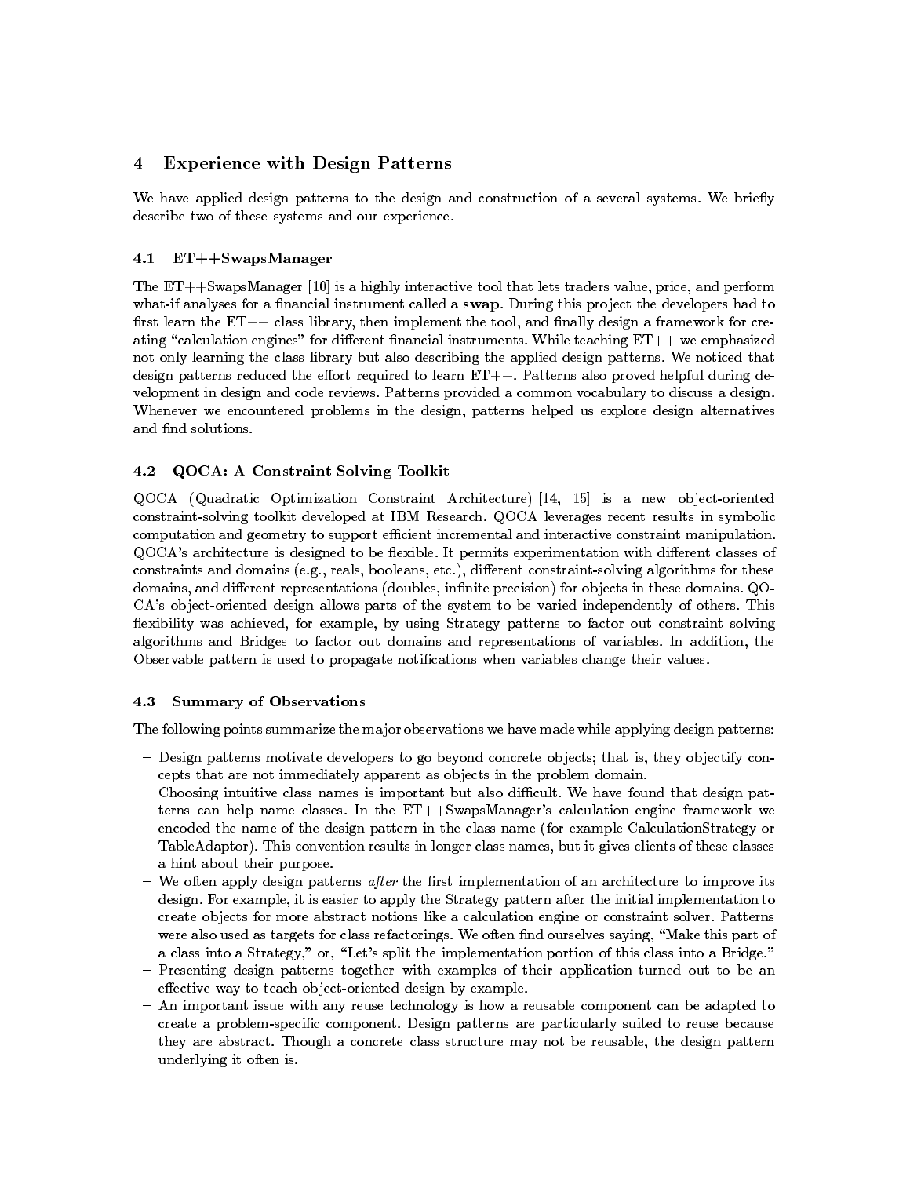## 4 Experience with Design Patterns

We have applied design patterns to the design and construction of a several systems. We briefly describe two of these systems and our experience.

### 4.1 ET++SwapsManager

The ET++SwapsManager [10] is a highly interactive tool that lets traders value, price, and perform what-if analyses for a financial instrument called a **swap**. During this project the developers had to first learn the ET++ class library, then implement the tool, and finally design a framework for creating "calculation engines" for different financial instruments. While teaching ET++ we emphasized not only learning the class library but also describing the applied design patterns. We noticed that design patterns reduced the effort required to learn ET++. Patterns also proved helpful during development in design and code reviews. Patterns provided a common vocabulary to discuss a design. Whenever we encountered problems in the design, patterns helped us explore design alternatives and find solutions.

### 4.2 QOCA: A Constraint Solving Toolkit

QOCA (Quadratic Optimization Constraint Architecture) [14, 15] is a new object-oriented constraint-solving toolkit developed at IBM Research. QOCA leverages recent results in symbolic computation and geometry to support efficient incremental and interactive constraint manipulation. QOCA's architecture is designed to be flexible. It permits experimentation with different classes of constraints and domains (e.g., reals, booleans, etc.), different constraint-solving algorithms for these domains, and different representations (doubles, infinite precision) for objects in these domains. QOCA's object-oriented design allows parts of the system to be varied independently of others. This flexibility was achieved, for example, by using Strategy patterns to factor out constraint solving algorithms and Bridges to factor out domains and representations of variables. In addition, the Observable pattern is used to propagate notifications when variables change their values.

### 4.3 Summary of Observations

The following points summarize the major observations we have made while applying design patterns:

- Design patterns motivate developers to go beyond concrete objects; that is, they objectify concepts that are not immediately apparent as objects in the problem domain.
- Choosing intuitive class names is important but also difficult. We have found that design patterns can help name classes. In the ET++SwapsManager's calculation engine framework we encoded the name of the design pattern in the class name (for example CalculationStrategy or TableAdaptor). This convention results in longer class names, but it gives clients of these classes a hint about their purpose.
- We often apply design patterns *after* the first implementation of an architecture to improve its design. For example, it is easier to apply the Strategy pattern after the initial implementation to create objects for more abstract notions like a calculation engine or constraint solver. Patterns were also used as targets for class refactorings. We often find ourselves saying, "Make this part of a class into a Strategy," or, "Let's split the implementation portion of this class into a Bridge."
- Presenting design patterns together with examples of their application turned out to be an effective way to teach object-oriented design by example.
- An important issue with any reuse technology is how a reusable component can be adapted to create a problem-specific component. Design patterns are particularly suited to reuse because they are abstract. Though a concrete class structure may not be reusable, the design pattern underlying it often is.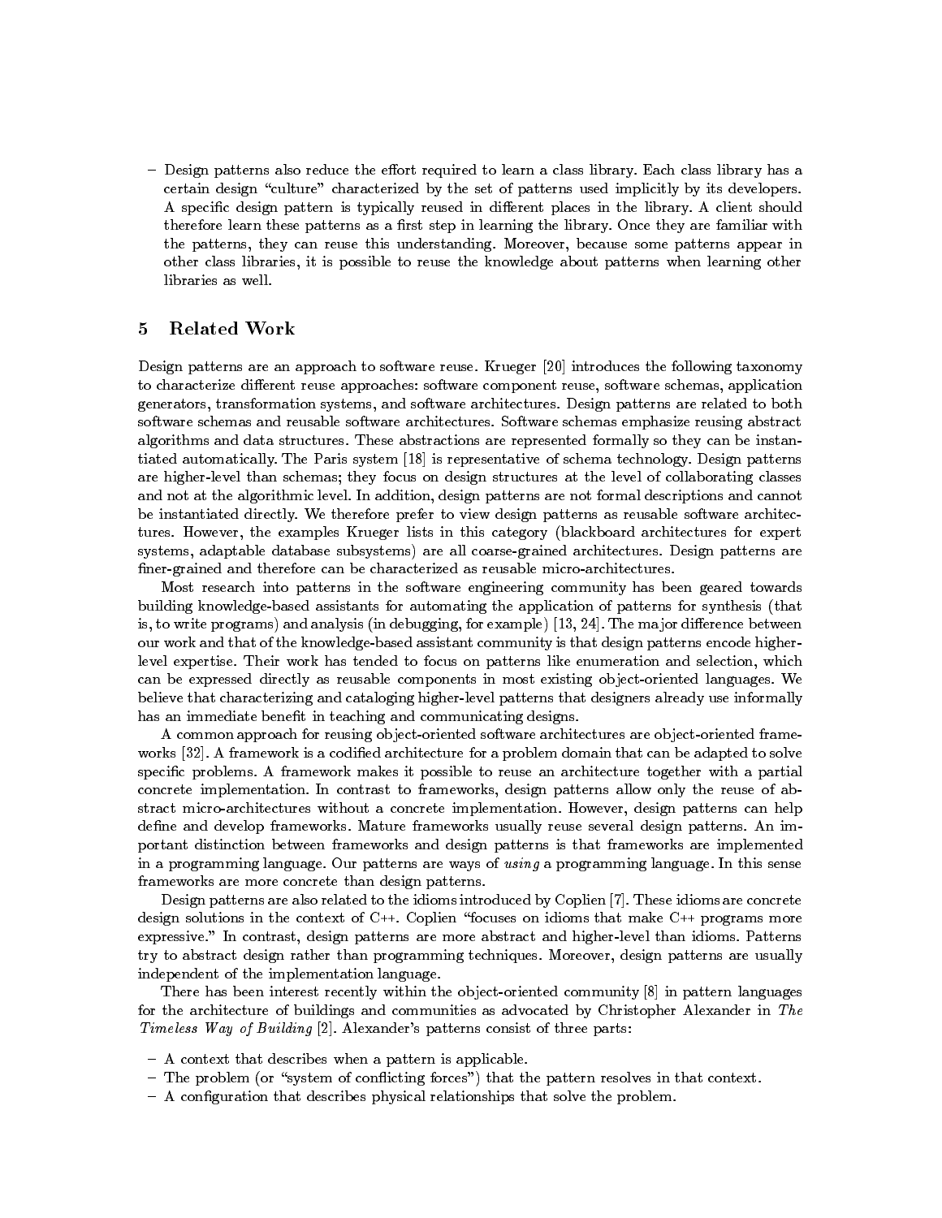- Design patterns also reduce the effort required to learn a class library. Each class library has a certain design "culture" characterized by the set of patterns used implicitly by its developers. A specific design pattern is typically reused in different places in the library. A client should therefore learn these patterns as a first step in learning the library. Once they are familiar with the patterns, they can reuse this understanding. Moreover, because some patterns appear in other class libraries, it is possible to reuse the knowledge about patterns when learning other libraries as well.

## 5 Related Work

Design patterns are an approach to software reuse. Krueger [20] introduces the following taxonomy to characterize different reuse approaches: software component reuse, software schemas, application generators, transformation systems, and software architectures. Design patterns are related to both software schemas and reusable software architectures. Software schemas emphasize reusing abstract algorithms and data structures. These abstractions are represented formally so they can be instantiated automatically. The Paris system [18] is representative of schema technology. Design patterns are higher-level than schemas; they focus on design structures at the level of collaborating classes and not at the algorithmic level. In addition, design patterns are not formal descriptions and cannot be instantiated directly. We therefore prefer to view design patterns as reusable software architectures. However, the examples Krueger lists in this category (blackboard architectures for expert systems, adaptable database subsystems) are all coarse-grained architectures. Design patterns are finer-grained and therefore can be characterized as reusable micro-architectures.

Most research into patterns in the software engineering community has been geared towards building knowledge-based assistants for automating the application of patterns for synthesis (that is, to write programs) and analysis (in debugging, for example) [13, 24]. The major difference between our work and that of the knowledge-based assistant community is that design patterns encode higher-level expertise. Their work has tended to focus on patterns like enumeration and selection, which can be expressed directly as reusable components in most existing object-oriented languages. We believe that characterizing and cataloging higher-level patterns that designers already use informally has an immediate benefit in teaching and communicating designs.

A common approach for reusing object-oriented software architectures are object-oriented frameworks [32]. A framework is a codified architecture for a problem domain that can be adapted to solve specific problems. A framework makes it possible to reuse an architecture together with a partial concrete implementation. In contrast to frameworks, design patterns allow only the reuse of abstract micro-architectures without a concrete implementation. However, design patterns can help define and develop frameworks. Mature frameworks usually reuse several design patterns. An important distinction between frameworks and design patterns is that frameworks are implemented in a programming language. Our patterns are ways of *using* a programming language. In this sense frameworks are more concrete than design patterns.

Design patterns are also related to the idioms introduced by Coplien [7]. These idioms are concrete design solutions in the context of C++. Coplien "focuses on idioms that make C++ programs more expressive." In contrast, design patterns are more abstract and higher-level than idioms. Patterns try to abstract design rather than programming techniques. Moreover, design patterns are usually independent of the implementation language.

There has been interest recently within the object-oriented community [8] in pattern languages for the architecture of buildings and communities as advocated by Christopher Alexander in *The Timeless Way of Building* [2]. Alexander's patterns consist of three parts:

- A context that describes when a pattern is applicable.
- The problem (or "system of conflicting forces") that the pattern resolves in that context.
- A configuration that describes physical relationships that solve the problem.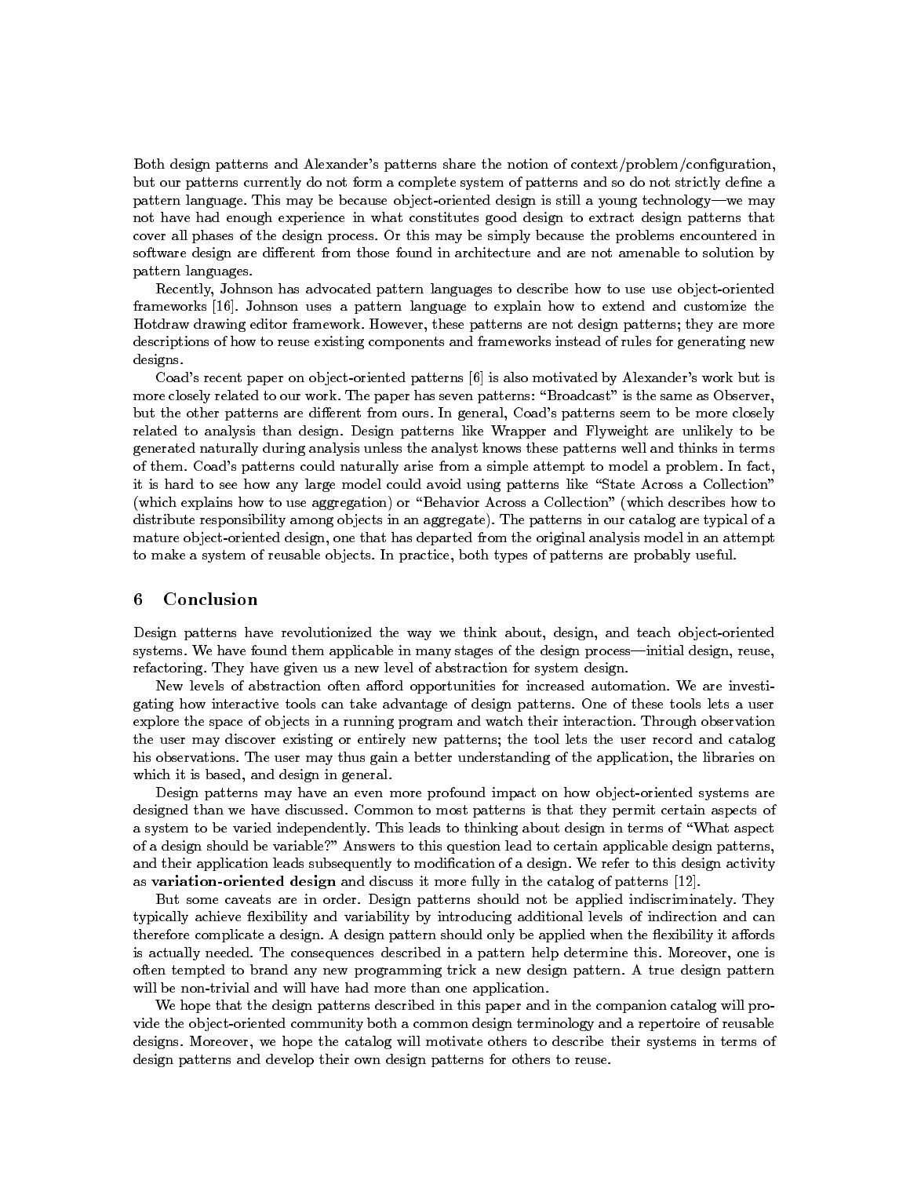Both design patterns and Alexander's patterns share the notion of context/problem/configuration, but our patterns currently do not form a complete system of patterns and so do not strictly define a pattern language. This may be because object-oriented design is still a young technology—we may not have had enough experience in what constitutes good design to extract design patterns that cover all phases of the design process. Or this may be simply because the problems encountered in software design are different from those found in architecture and are not amenable to solution by pattern languages.

Recently, Johnson has advocated pattern languages to describe how to use use object-oriented frameworks [16]. Johnson uses a pattern language to explain how to extend and customize the Hotdraw drawing editor framework. However, these patterns are not design patterns; they are more descriptions of how to reuse existing components and frameworks instead of rules for generating new designs.

Coad's recent paper on object-oriented patterns [6] is also motivated by Alexander's work but is more closely related to our work. The paper has seven patterns: "Broadcast" is the same as Observer, but the other patterns are different from ours. In general, Coad's patterns seem to be more closely related to analysis than design. Design patterns like Wrapper and Flyweight are unlikely to be generated naturally during analysis unless the analyst knows these patterns well and thinks in terms of them. Coad's patterns could naturally arise from a simple attempt to model a problem. In fact, it is hard to see how any large model could avoid using patterns like "State Across a Collection" (which explains how to use aggregation) or "Behavior Across a Collection" (which describes how to distribute responsibility among objects in an aggregate). The patterns in our catalog are typical of a mature object-oriented design, one that has departed from the original analysis model in an attempt to make a system of reusable objects. In practice, both types of patterns are probably useful.

## 6 Conclusion

Design patterns have revolutionized the way we think about, design, and teach object-oriented systems. We have found them applicable in many stages of the design process—initial design, reuse, refactoring. They have given us a new level of abstraction for system design.

New levels of abstraction often afford opportunities for increased automation. We are investigating how interactive tools can take advantage of design patterns. One of these tools lets a user explore the space of objects in a running program and watch their interaction. Through observation the user may discover existing or entirely new patterns; the tool lets the user record and catalog his observations. The user may thus gain a better understanding of the application, the libraries on which it is based, and design in general.

Design patterns may have an even more profound impact on how object-oriented systems are designed than we have discussed. Common to most patterns is that they permit certain aspects of a system to be varied independently. This leads to thinking about design in terms of "What aspect of a design should be variable?" Answers to this question lead to certain applicable design patterns, and their application leads subsequently to modification of a design. We refer to this design activity as **variation-oriented design** and discuss it more fully in the catalog of patterns [12].

But some caveats are in order. Design patterns should not be applied indiscriminately. They typically achieve flexibility and variability by introducing additional levels of indirection and can therefore complicate a design. A design pattern should only be applied when the flexibility it affords is actually needed. The consequences described in a pattern help determine this. Moreover, one is often tempted to brand any new programming trick a new design pattern. A true design pattern will be non-trivial and will have had more than one application.

We hope that the design patterns described in this paper and in the companion catalog will provide the object-oriented community both a common design terminology and a repertoire of reusable designs. Moreover, we hope the catalog will motivate others to describe their systems in terms of design patterns and develop their own design patterns for others to reuse.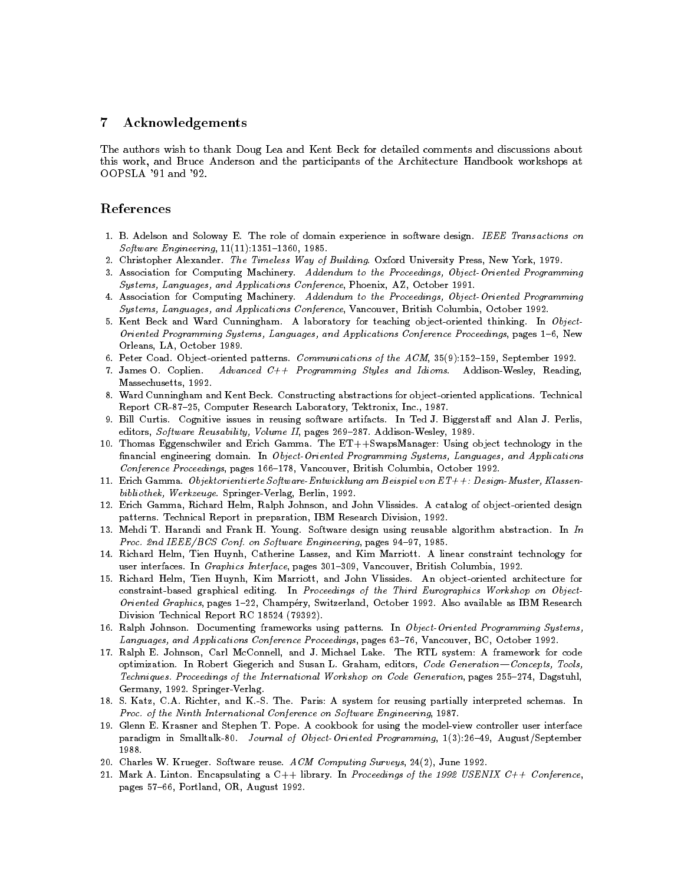## 7 Acknowledgements

The authors wish to thank Doug Lea and Kent Beck for detailed comments and discussions about this work, and Bruce Anderson and the participants of the Architecture Handbook workshops at OOPSLA '91 and '92.

## References

1. B. Adelson and Soloway E. The role of domain experience in software design. *IEEE Transactions on Software Engineering*, 11(11):1351–1360, 1985.
2. Christopher Alexander. *The Timeless Way of Building*. Oxford University Press, New York, 1979.
3. Association for Computing Machinery. *Addendum to the Proceedings, Object-Oriented Programming Systems, Languages, and Applications Conference*, Phoenix, AZ, October 1991.
4. Association for Computing Machinery. *Addendum to the Proceedings, Object-Oriented Programming Systems, Languages, and Applications Conference*, Vancouver, British Columbia, October 1992.
5. Kent Beck and Ward Cunningham. A laboratory for teaching object-oriented thinking. In *Object-Oriented Programming Systems, Languages, and Applications Conference Proceedings*, pages 1–6, New Orleans, LA, October 1989.
6. Peter Coad. Object-oriented patterns. *Communications of the ACM*, 35(9):152–159, September 1992.
7. James O. Coplien. *Advanced C++ Programming Styles and Idioms*. Addison-Wesley, Reading, Massechusetts, 1992.
8. Ward Cunningham and Kent Beck. Constructing abstractions for object-oriented applications. Technical Report CR-87-25, Computer Research Laboratory, Tektronix, Inc., 1987.
9. Bill Curtis. Cognitive issues in reusing software artifacts. In Ted J. Biggerstaff and Alan J. Perlis, editors, *Software Reusability, Volume II*, pages 269–287. Addison-Wesley, 1989.
10. Thomas Eggenschwiler and Erich Gamma. The ET++SwapsManager: Using object technology in the financial engineering domain. In *Object-Oriented Programming Systems, Languages, and Applications Conference Proceedings*, pages 166–178, Vancouver, British Columbia, October 1992.
11. Erich Gamma. *Objektorientierte Software-Entwicklung am Beispiel von ET++: Design-Muster, Klassenbibliothek, Werkzeuge*. Springer-Verlag, Berlin, 1992.
12. Erich Gamma, Richard Helm, Ralph Johnson, and John Vlissides. A catalog of object-oriented design patterns. Technical Report in preparation, IBM Research Division, 1992.
13. Mehdi T. Harandi and Frank H. Young. Software design using reusable algorithm abstraction. In *In Proc. 2nd IEEE/BCS Conf. on Software Engineering*, pages 94–97, 1985.
14. Richard Helm, Tien Huynh, Catherine Lassez, and Kim Marriott. A linear constraint technology for user interfaces. In *Graphics Interface*, pages 301–309, Vancouver, British Columbia, 1992.
15. Richard Helm, Tien Huynh, Kim Marriott, and John Vlissides. An object-oriented architecture for constraint-based graphical editing. In *Proceedings of the Third Eurographics Workshop on Object-Oriented Graphics*, pages 1–22, Champéry, Switzerland, October 1992. Also available as IBM Research Division Technical Report RC 18524 (79392).
16. Ralph Johnson. Documenting frameworks using patterns. In *Object-Oriented Programming Systems, Languages, and Applications Conference Proceedings*, pages 63–76, Vancouver, BC, October 1992.
17. Ralph E. Johnson, Carl McConnell, and J. Michael Lake. The RTL system: A framework for code optimization. In Robert Giegerich and Susan L. Graham, editors, *Code Generation—Concepts, Tools, Techniques. Proceedings of the International Workshop on Code Generation*, pages 255–274, Dagstuhl, Germany, 1992. Springer-Verlag.
18. S. Katz, C.A. Richter, and K.-S. The. Paris: A system for reusing partially interpreted schemas. In *Proc. of the Ninth International Conference on Software Engineering*, 1987.
19. Glenn E. Krasner and Stephen T. Pope. A cookbook for using the model-view controller user interface paradigm in Smalltalk-80. *Journal of Object-Oriented Programming*, 1(3):26–49, August/September 1988.
20. Charles W. Krueger. Software reuse. *ACM Computing Surveys*, 24(2), June 1992.
21. Mark A. Linton. Encapsulating a C++ library. In *Proceedings of the 1992 USENIX C++ Conference*, pages 57–66, Portland, OR, August 1992.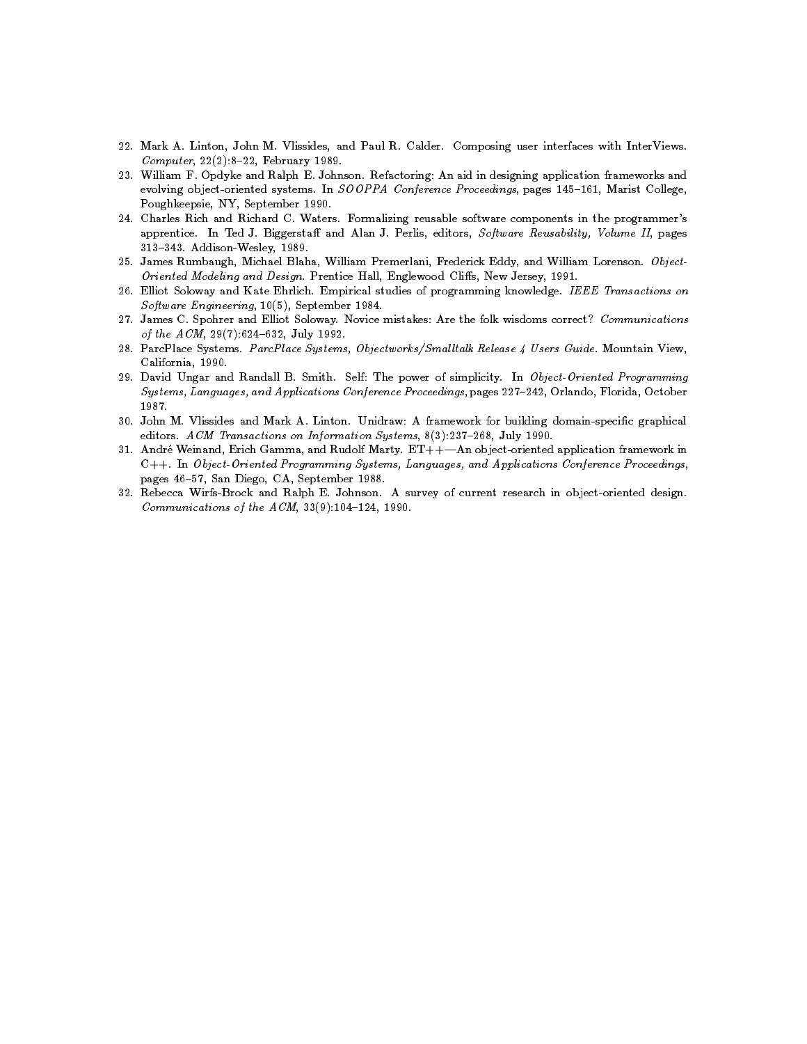22. Mark A. Linton, John M. Vlissides, and Paul R. Calder. Composing user interfaces with InterViews. *Computer*, 22(2):8–22, February 1989.
23. William F. Opdyke and Ralph E. Johnson. Refactoring: An aid in designing application frameworks and evolving object-oriented systems. In *SOOPPA Conference Proceedings*, pages 145–161, Marist College, Poughkeepsie, NY, September 1990.
24. Charles Rich and Richard C. Waters. Formalizing reusable software components in the programmer's apprentice. In Ted J. Biggerstaff and Alan J. Perlis, editors, *Software Reusability, Volume II*, pages 313–343. Addison-Wesley, 1989.
25. James Rumbaugh, Michael Blaha, William Premerlani, Frederick Eddy, and William Lorenson. *Object-Oriented Modeling and Design*. Prentice Hall, Englewood Cliffs, New Jersey, 1991.
26. Elliot Soloway and Kate Ehrlich. Empirical studies of programming knowledge. *IEEE Transactions on Software Engineering*, 10(5), September 1984.
27. James C. Spohrer and Elliot Soloway. Novice mistakes: Are the folk wisdoms correct? *Communications of the ACM*, 29(7):624–632, July 1992.
28. ParcPlace Systems. *ParcPlace Systems, Objectworks/Smalltalk Release 4 Users Guide*. Mountain View, California, 1990.
29. David Ungar and Randall B. Smith. Self: The power of simplicity. In *Object-Oriented Programming Systems, Languages, and Applications Conference Proceedings*, pages 227–242, Orlando, Florida, October 1987.
30. John M. Vlissides and Mark A. Linton. Unidraw: A framework for building domain-specific graphical editors. *ACM Transactions on Information Systems*, 8(3):237–268, July 1990.
31. André Weinand, Erich Gamma, and Rudolf Marty. ET++—An object-oriented application framework in C++. In *Object-Oriented Programming Systems, Languages, and Applications Conference Proceedings*, pages 46–57, San Diego, CA, September 1988.
32. Rebecca Wirfs-Brock and Ralph E. Johnson. A survey of current research in object-oriented design. *Communications of the ACM*, 33(9):104–124, 1990.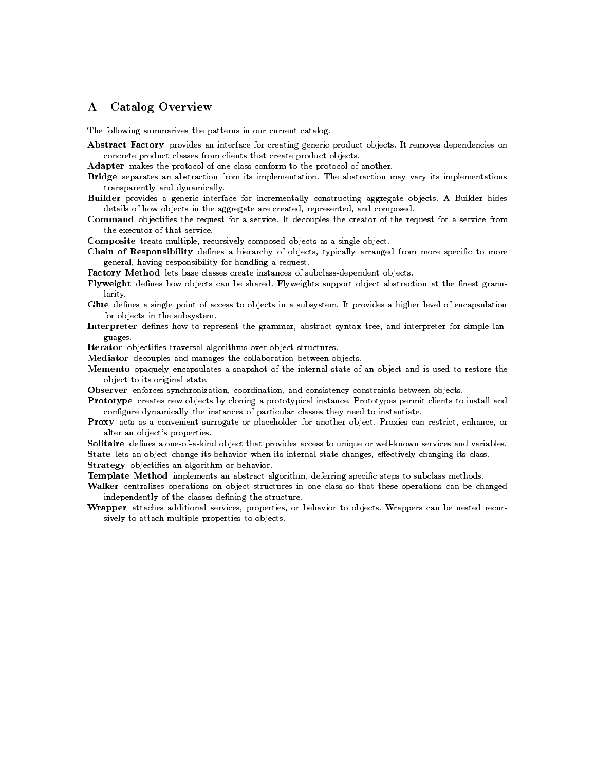## A Catalog Overview

The following summarizes the patterns in our current catalog.

**Abstract Factory** provides an interface for creating generic product objects. It removes dependencies on concrete product classes from clients that create product objects.

**Adapter** makes the protocol of one class conform to the protocol of another.

**Bridge** separates an abstraction from its implementation. The abstraction may vary its implementations transparently and dynamically.

**Builder** provides a generic interface for incrementally constructing aggregate objects. A Builder hides details of how objects in the aggregate are created, represented, and composed.

**Command** objectifies the request for a service. It decouples the creator of the request for a service from the executor of that service.

**Composite** treats multiple, recursively-composed objects as a single object.

**Chain of Responsibility** defines a hierarchy of objects, typically arranged from more specific to more general, having responsibility for handling a request.

**Factory Method** lets base classes create instances of subclass-dependent objects.

**Flyweight** defines how objects can be shared. Flyweights support object abstraction at the finest granularity.

**Glue** defines a single point of access to objects in a subsystem. It provides a higher level of encapsulation for objects in the subsystem.

**Interpreter** defines how to represent the grammar, abstract syntax tree, and interpreter for simple languages.

**Iterator** objectifies traversal algorithms over object structures.

**Mediator** decouples and manages the collaboration between objects.

**Memento** opaquely encapsulates a snapshot of the internal state of an object and is used to restore the object to its original state.

**Observer** enforces synchronization, coordination, and consistency constraints between objects.

**Prototype** creates new objects by cloning a prototypical instance. Prototypes permit clients to install and configure dynamically the instances of particular classes they need to instantiate.

**Proxy** acts as a convenient surrogate or placeholder for another object. Proxies can restrict, enhance, or alter an object's properties.

**Solitaire** defines a one-of-a-kind object that provides access to unique or well-known services and variables.

**State** lets an object change its behavior when its internal state changes, effectively changing its class.

**Strategy** objectifies an algorithm or behavior.

**Template Method** implements an abstract algorithm, deferring specific steps to subclass methods.

**Walker** centralizes operations on object structures in one class so that these operations can be changed independently of the classes defining the structure.

**Wrapper** attaches additional services, properties, or behavior to objects. Wrappers can be nested recursively to attach multiple properties to objects.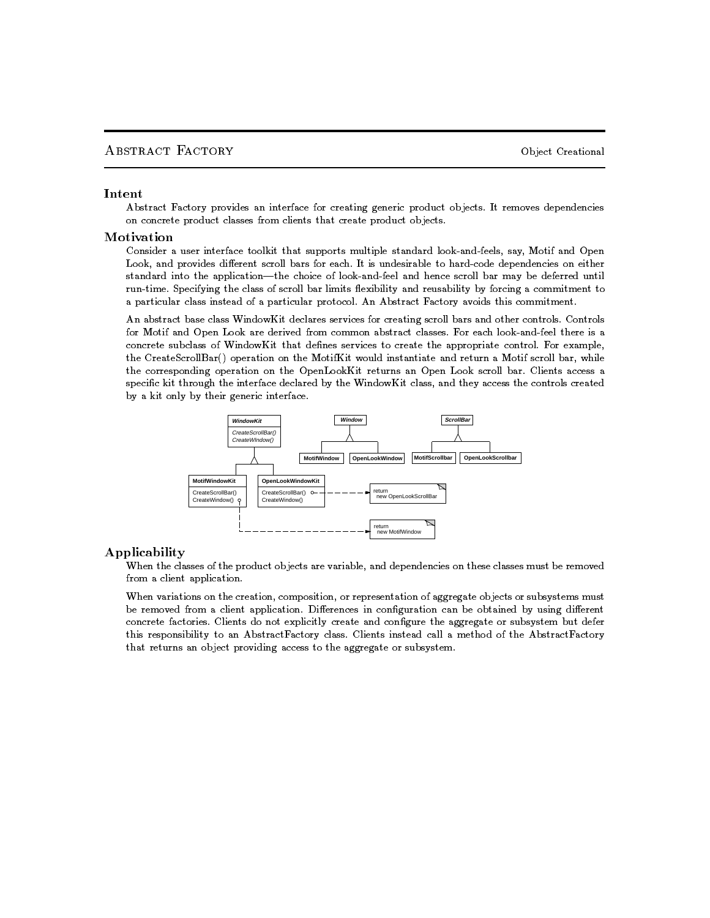## Abstract Factory

Object Creational

### Intent

Abstract Factory provides an interface for creating generic product objects. It removes dependencies on concrete product classes from clients that create product objects.

### Motivation

Consider a user interface toolkit that supports multiple standard look-and-feels, say, Motif and Open Look, and provides different scroll bars for each. It is undesirable to hard-code dependencies on either standard into the application—the choice of look-and-feel and hence scroll bar may be deferred until run-time. Specifying the class of scroll bar limits flexibility and reusability by forcing a commitment to a particular class instead of a particular protocol. An Abstract Factory avoids this commitment.

An abstract base class WindowKit declares services for creating scroll bars and other controls. Controls for Motif and Open Look are derived from common abstract classes. For each look-and-feel there is a concrete subclass of WindowKit that defines services to create the appropriate control. For example, the CreateScrollBar() operation on the MotifKit would instantiate and return a Motif scroll bar, while the corresponding operation on the OpenLookKit returns an Open Look scroll bar. Clients access a specific kit through the interface declared by the WindowKit class, and they access the controls created by a kit only by their generic interface.

WindowKit
CreateScrollBar()
CreateWindow()

Window

ScrollBar

MotifWindow

OpenLookWindow

MotifScrollbar

OpenLookScrollbar

MotifWindowKit
CreateScrollBar()
CreateWindow()

OpenLookWindowKit
CreateScrollBar()
CreateWindow()

return
new OpenLookScrollBar

return
new MotifWindow

### Applicability

When the classes of the product objects are variable, and dependencies on these classes must be removed from a client application.

When variations on the creation, composition, or representation of aggregate objects or subsystems must be removed from a client application. Differences in configuration can be obtained by using different concrete factories. Clients do not explicitly create and configure the aggregate or subsystem but defer this responsibility to an AbstractFactory class. Clients instead call a method of the AbstractFactory that returns an object providing access to the aggregate or subsystem.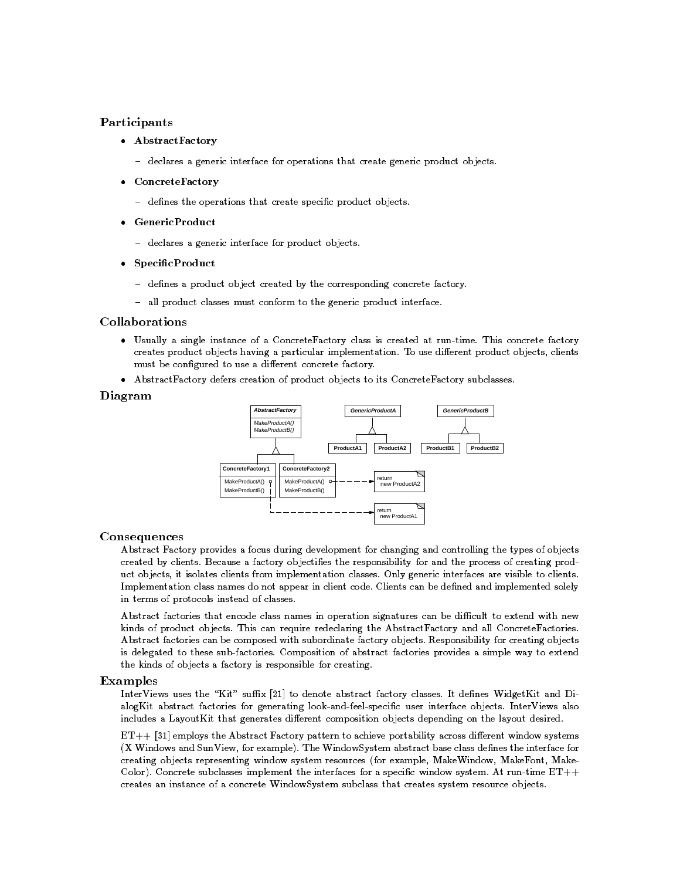## Participants

- **AbstractFactory**
  - declares a generic interface for operations that create generic product objects.
- **ConcreteFactory**
  - defines the operations that create specific product objects.
- **GenericProduct**
  - declares a generic interface for product objects.
- **SpecificProduct**
  - defines a product object created by the corresponding concrete factory.
  - all product classes must conform to the generic product interface.

## Collaborations

- Usually a single instance of a ConcreteFactory class is created at run-time. This concrete factory creates product objects having a particular implementation. To use different product objects, clients must be configured to use a different concrete factory.
- AbstractFactory defers creation of product objects to its ConcreteFactory subclasses.

## Diagram

AbstractFactory
MakeProductA()
MakeProductB()

GenericProductA
ProductA1
ProductA2

GenericProductB
ProductB1
ProductB2

ConcreteFactory1
MakeProductA()
MakeProductB()

ConcreteFactory2
MakeProductA()
MakeProductB()

return
new ProductA2

return
new ProductA1

## Consequences

Abstract Factory provides a focus during development for changing and controlling the types of objects created by clients. Because a factory objectifies the responsibility for and the process of creating product objects, it isolates clients from implementation classes. Only generic interfaces are visible to clients. Implementation class names do not appear in client code. Clients can be defined and implemented solely in terms of protocols instead of classes.

Abstract factories that encode class names in operation signatures can be difficult to extend with new kinds of product objects. This can require redeclaring the AbstractFactory and all ConcreteFactories. Abstract factories can be composed with subordinate factory objects. Responsibility for creating objects is delegated to these sub-factories. Composition of abstract factories provides a simple way to extend the kinds of objects a factory is responsible for creating.

## Examples

InterViews uses the "Kit" suffix [21] to denote abstract factory classes. It defines WidgetKit and DialogKit abstract factories for generating look-and-feel-specific user interface objects. InterViews also includes a LayoutKit that generates different composition objects depending on the layout desired.

ET++ [31] employs the Abstract Factory pattern to achieve portability across different window systems (X Windows and SunView, for example). The WindowSystem abstract base class defines the interface for creating objects representing window system resources (for example, MakeWindow, MakeFont, MakeColor). Concrete subclasses implement the interfaces for a specific window system. At run-time ET++ creates an instance of a concrete WindowSystem subclass that creates system resource objects.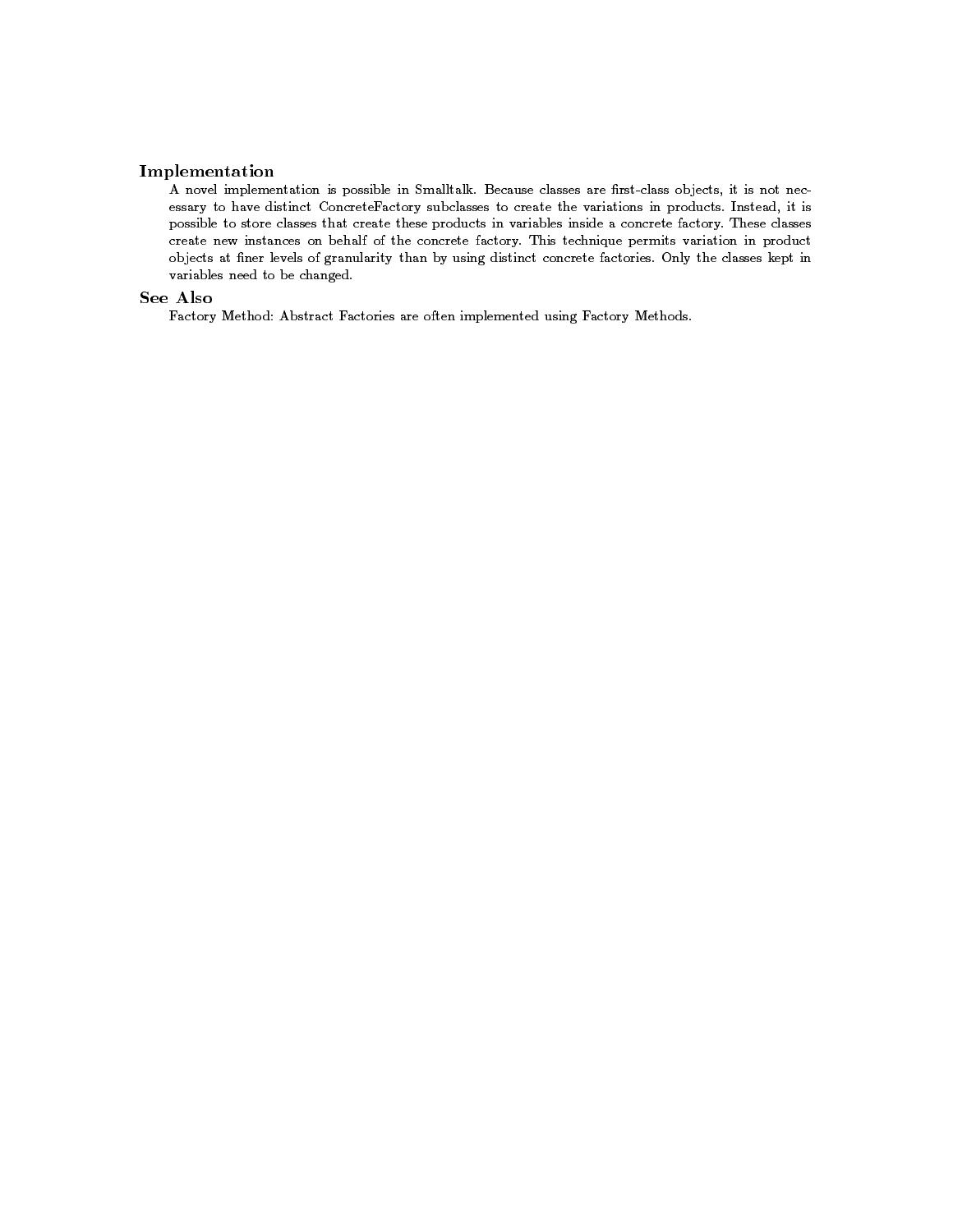### Implementation

A novel implementation is possible in Smalltalk. Because classes are first-class objects, it is not necessary to have distinct ConcreteFactory subclasses to create the variations in products. Instead, it is possible to store classes that create these products in variables inside a concrete factory. These classes create new instances on behalf of the concrete factory. This technique permits variation in product objects at finer levels of granularity than by using distinct concrete factories. Only the classes kept in variables need to be changed.

### See Also

Factory Method: Abstract Factories are often implemented using Factory Methods.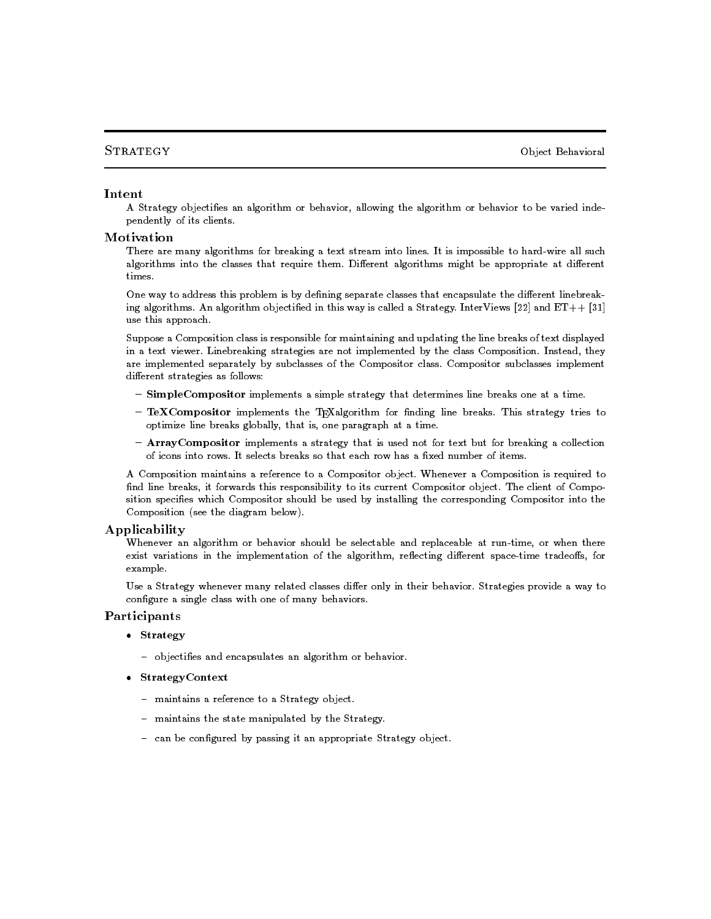## Strategy

Object Behavioral

### Intent

A Strategy objectifies an algorithm or behavior, allowing the algorithm or behavior to be varied independently of its clients.

### Motivation

There are many algorithms for breaking a text stream into lines. It is impossible to hard-wire all such algorithms into the classes that require them. Different algorithms might be appropriate at different times.

One way to address this problem is by defining separate classes that encapsulate the different linebreaking algorithms. An algorithm objectified in this way is called a Strategy. InterViews [22] and ET++ [31] use this approach.

Suppose a Composition class is responsible for maintaining and updating the line breaks of text displayed in a text viewer. Linebreaking strategies are not implemented by the class Composition. Instead, they are implemented separately by subclasses of the Compositor class. Compositor subclasses implement different strategies as follows:

- **SimpleCompositor** implements a simple strategy that determines line breaks one at a time.
- **TeXCompositor** implements the TeXalgorithm for finding line breaks. This strategy tries to optimize line breaks globally, that is, one paragraph at a time.
- **ArrayCompositor** implements a strategy that is used not for text but for breaking a collection of icons into rows. It selects breaks so that each row has a fixed number of items.

A Composition maintains a reference to a Compositor object. Whenever a Composition is required to find line breaks, it forwards this responsibility to its current Compositor object. The client of Composition specifies which Compositor should be used by installing the corresponding Compositor into the Composition (see the diagram below).

### Applicability

Whenever an algorithm or behavior should be selectable and replaceable at run-time, or when there exist variations in the implementation of the algorithm, reflecting different space-time tradeoffs, for example.

Use a Strategy whenever many related classes differ only in their behavior. Strategies provide a way to configure a single class with one of many behaviors.

### Participants

- **Strategy**
  - objectifies and encapsulates an algorithm or behavior.
- **StrategyContext**
  - maintains a reference to a Strategy object.
  - maintains the state manipulated by the Strategy.
  - can be configured by passing it an appropriate Strategy object.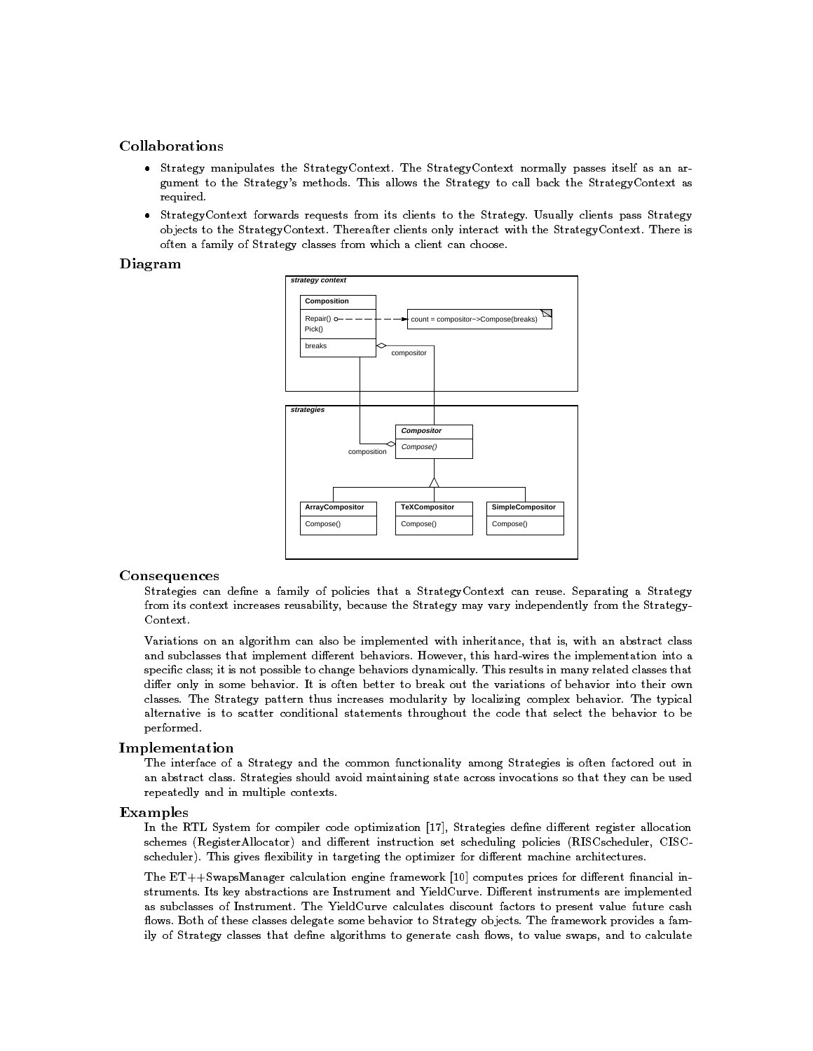## Collaborations

- Strategy manipulates the StrategyContext. The StrategyContext normally passes itself as an argument to the Strategy's methods. This allows the Strategy to call back the StrategyContext as required.
- StrategyContext forwards requests from its clients to the Strategy. Usually clients pass Strategy objects to the StrategyContext. Thereafter clients only interact with the StrategyContext. There is often a family of Strategy classes from which a client can choose.

## Diagram

strategy context

Composition

Repair()

Pick()

breaks

count = compositor->Compose(breaks)

compositor

strategies

Compositor

Compose()

composition

ArrayCompositor

Compose()

TeXCompositor

Compose()

SimpleCompositor

Compose()

## Consequences

Strategies can define a family of policies that a StrategyContext can reuse. Separating a Strategy from its context increases reusability, because the Strategy may vary independently from the StrategyContext.

Variations on an algorithm can also be implemented with inheritance, that is, with an abstract class and subclasses that implement different behaviors. However, this hard-wires the implementation into a specific class; it is not possible to change behaviors dynamically. This results in many related classes that differ only in some behavior. It is often better to break out the variations of behavior into their own classes. The Strategy pattern thus increases modularity by localizing complex behavior. The typical alternative is to scatter conditional statements throughout the code that select the behavior to be performed.

## Implementation

The interface of a Strategy and the common functionality among Strategies is often factored out in an abstract class. Strategies should avoid maintaining state across invocations so that they can be used repeatedly and in multiple contexts.

## Examples

In the RTL System for compiler code optimization [17], Strategies define different register allocation schemes (RegisterAllocator) and different instruction set scheduling policies (RISCscheduler, CISCscheduler). This gives flexibility in targeting the optimizer for different machine architectures.

The ET++SwapsManager calculation engine framework [10] computes prices for different financial instruments. Its key abstractions are Instrument and YieldCurve. Different instruments are implemented as subclasses of Instrument. The YieldCurve calculates discount factors to present value future cash flows. Both of these classes delegate some behavior to Strategy objects. The framework provides a family of Strategy classes that define algorithms to generate cash flows, to value swaps, and to calculate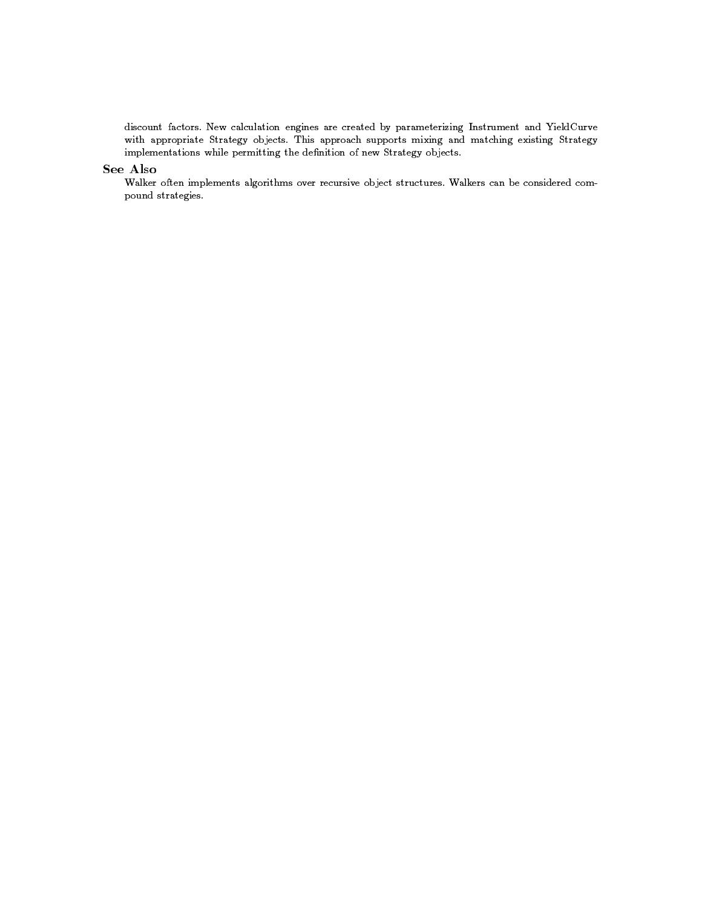discount factors. New calculation engines are created by parameterizing Instrument and YieldCurve with appropriate Strategy objects. This approach supports mixing and matching existing Strategy implementations while permitting the definition of new Strategy objects.

### See Also

Walker often implements algorithms over recursive object structures. Walkers can be considered compound strategies.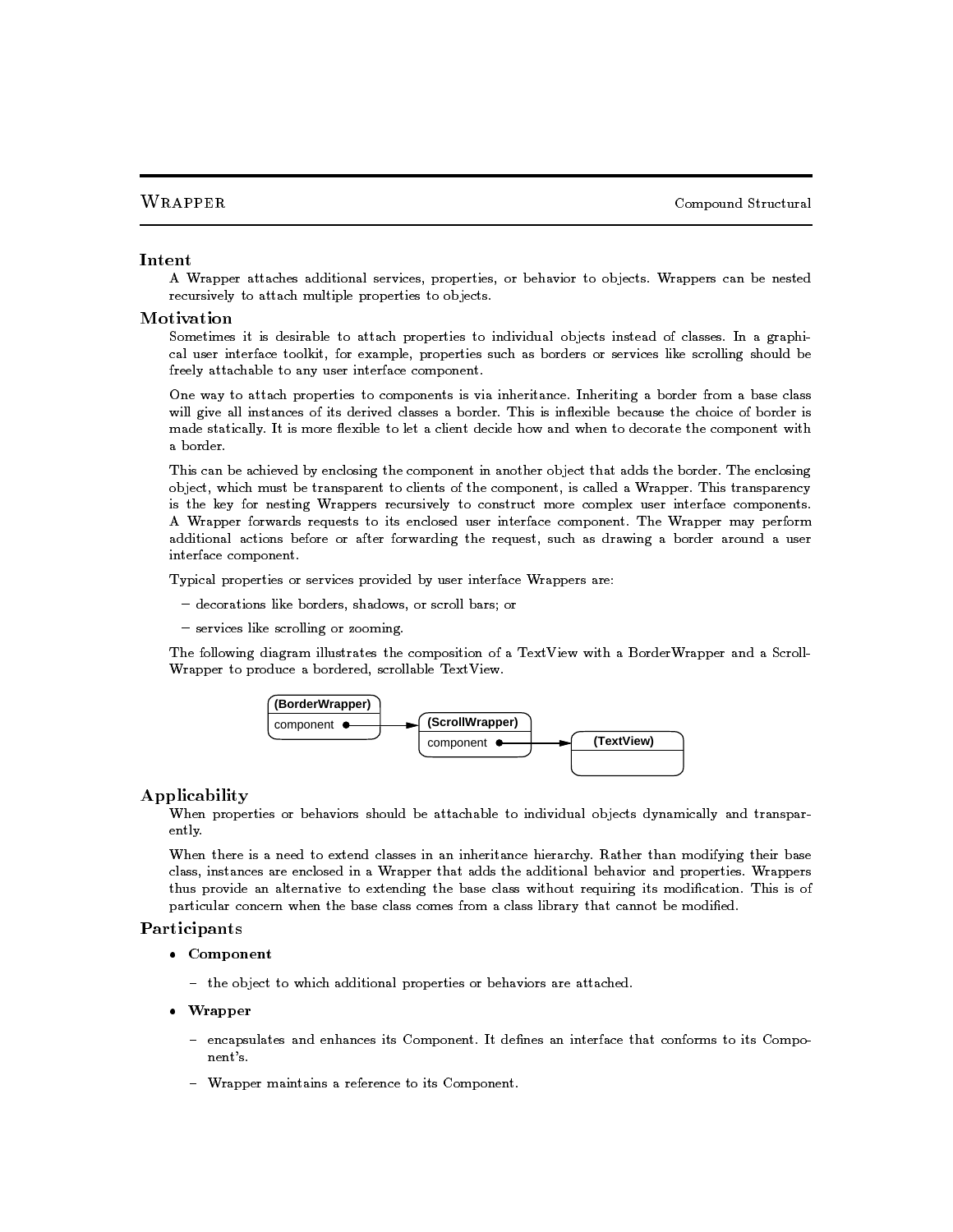## Wrapper

Compound Structural

### Intent

A Wrapper attaches additional services, properties, or behavior to objects. Wrappers can be nested recursively to attach multiple properties to objects.

### Motivation

Sometimes it is desirable to attach properties to individual objects instead of classes. In a graphical user interface toolkit, for example, properties such as borders or services like scrolling should be freely attachable to any user interface component.

One way to attach properties to components is via inheritance. Inheriting a border from a base class will give all instances of its derived classes a border. This is inflexible because the choice of border is made statically. It is more flexible to let a client decide how and when to decorate the component with a border.

This can be achieved by enclosing the component in another object that adds the border. The enclosing object, which must be transparent to clients of the component, is called a Wrapper. This transparency is the key for nesting Wrappers recursively to construct more complex user interface components. A Wrapper forwards requests to its enclosed user interface component. The Wrapper may perform additional actions before or after forwarding the request, such as drawing a border around a user interface component.

Typical properties or services provided by user interface Wrappers are:

- decorations like borders, shadows, or scroll bars; or
- services like scrolling or zooming.

The following diagram illustrates the composition of a TextView with a BorderWrapper and a ScrollWrapper to produce a bordered, scrollable TextView.

(BorderWrapper)
component
(ScrollWrapper)
component
(TextView)

### Applicability

When properties or behaviors should be attachable to individual objects dynamically and transparently.

When there is a need to extend classes in an inheritance hierarchy. Rather than modifying their base class, instances are enclosed in a Wrapper that adds the additional behavior and properties. Wrappers thus provide an alternative to extending the base class without requiring its modification. This is of particular concern when the base class comes from a class library that cannot be modified.

### Participants

- **Component**
  - the object to which additional properties or behaviors are attached.
- **Wrapper**
  - encapsulates and enhances its Component. It defines an interface that conforms to its Component's.
  - Wrapper maintains a reference to its Component.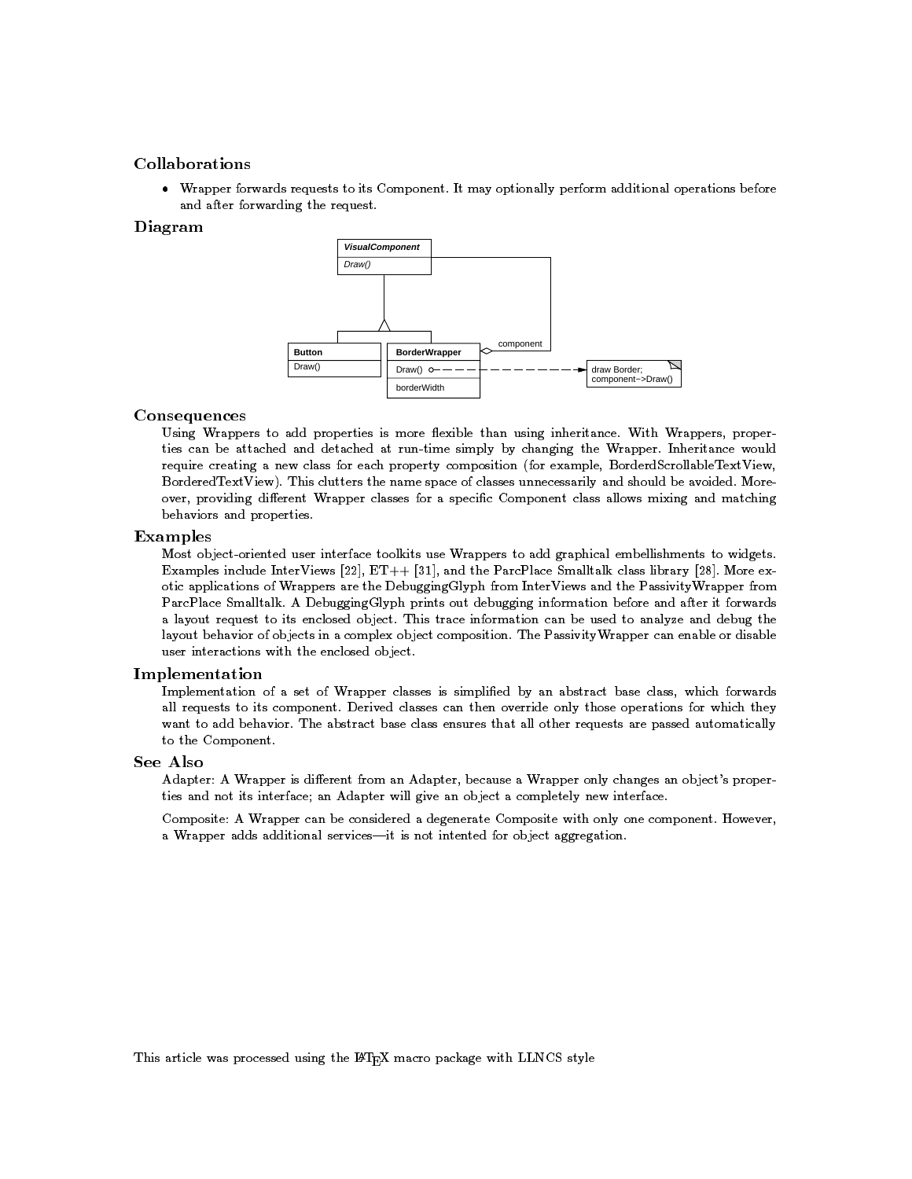### Collaborations

- Wrapper forwards requests to its Component. It may optionally perform additional operations before and after forwarding the request.

### Diagram

VisualComponent
Draw()
Button
Draw()
BorderWrapper
Draw()
borderWidth
component
draw Border;
component−>Draw()

### Consequences

Using Wrappers to add properties is more flexible than using inheritance. With Wrappers, properties can be attached and detached at run-time simply by changing the Wrapper. Inheritance would require creating a new class for each property composition (for example, BorderdScrollableTextView, BorderedTextView). This clutters the name space of classes unnecessarily and should be avoided. Moreover, providing different Wrapper classes for a specific Component class allows mixing and matching behaviors and properties.

### Examples

Most object-oriented user interface toolkits use Wrappers to add graphical embellishments to widgets. Examples include InterViews [22], ET++ [31], and the ParcPlace Smalltalk class library [28]. More exotic applications of Wrappers are the DebuggingGlyph from InterViews and the PassivityWrapper from ParcPlace Smalltalk. A DebuggingGlyph prints out debugging information before and after it forwards a layout request to its enclosed object. This trace information can be used to analyze and debug the layout behavior of objects in a complex object composition. The PassivityWrapper can enable or disable user interactions with the enclosed object.

### Implementation

Implementation of a set of Wrapper classes is simplified by an abstract base class, which forwards all requests to its component. Derived classes can then override only those operations for which they want to add behavior. The abstract base class ensures that all other requests are passed automatically to the Component.

### See Also

Adapter: A Wrapper is different from an Adapter, because a Wrapper only changes an object's properties and not its interface; an Adapter will give an object a completely new interface.

Composite: A Wrapper can be considered a degenerate Composite with only one component. However, a Wrapper adds additional services—it is not intented for object aggregation.

This article was processed using the LaTeX macro package with LLNCS style